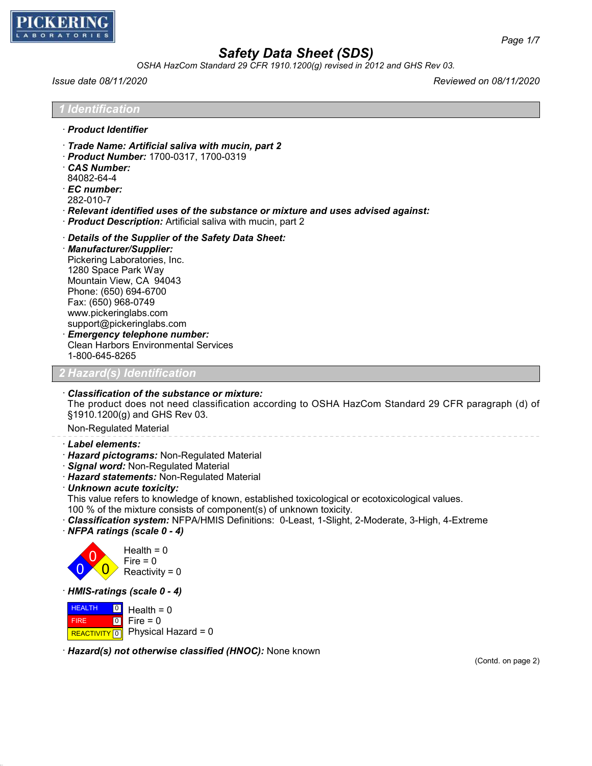PICKERING LABORATORIES

# Safety Data Sheet (SDS)

*OSHA HazCom Standard 29 CFR 1910.1200(g) revised in 2012 and GHS Rev 03.*

*Issue date 08/11/2020* *Reviewed on 08/11/2020*

## 1 Identification

· ***Product Identifier***

· ***Trade Name: Artificial saliva with mucin, part 2***
· ***Product Number:*** 1700-0317, 1700-0319
· ***CAS Number:***
84082-64-4
· ***EC number:***
282-010-7
· ***Relevant identified uses of the substance or mixture and uses advised against:***
· ***Product Description:*** Artificial saliva with mucin, part 2

· ***Details of the Supplier of the Safety Data Sheet:***
· ***Manufacturer/Supplier:***
Pickering Laboratories, Inc.
1280 Space Park Way
Mountain View, CA 94043
Phone: (650) 694-6700
Fax: (650) 968-0749
www.pickeringlabs.com
support@pickeringlabs.com
· ***Emergency telephone number:***
Clean Harbors Environmental Services
1-800-645-8265

## 2 Hazard(s) Identification

· ***Classification of the substance or mixture:***
The product does not need classification according to OSHA HazCom Standard 29 CFR paragraph (d) of §1910.1200(g) and GHS Rev 03.

Non-Regulated Material

· ***Label elements:***
· ***Hazard pictograms:*** Non-Regulated Material
· ***Signal word:*** Non-Regulated Material
· ***Hazard statements:*** Non-Regulated Material
· ***Unknown acute toxicity:***
This value refers to knowledge of known, established toxicological or ecotoxicological values.
100 % of the mixture consists of component(s) of unknown toxicity.
· ***Classification system:*** NFPA/HMIS Definitions: 0-Least, 1-Slight, 2-Moderate, 3-High, 4-Extreme
· ***NFPA ratings (scale 0 - 4)***

Health = 0
Fire = 0
Reactivity = 0

· ***HMIS-ratings (scale 0 - 4)***

| | | |
|---|---|---|
| HEALTH | 0 | Health = 0 |
| FIRE | 0 | Fire = 0 |
| REACTIVITY | 0 | Physical Hazard = 0 |

· ***Hazard(s) not otherwise classified (HNOC):*** None known

(Contd. on page 2)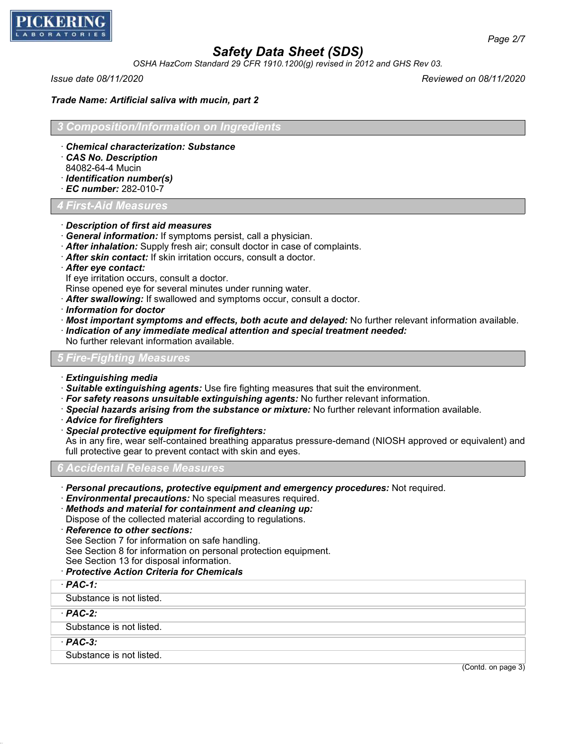**Trade Name: Artificial saliva with mucin, part 2**

## 3 Composition/Information on Ingredients

- **Chemical characterization: Substance**
- **CAS No. Description**
  84082-64-4 Mucin
- **Identification number(s)**
- **EC number:** 282-010-7

## 4 First-Aid Measures

- **Description of first aid measures**
- **General information:** If symptoms persist, call a physician.
- **After inhalation:** Supply fresh air; consult doctor in case of complaints.
- **After skin contact:** If skin irritation occurs, consult a doctor.
- **After eye contact:**
  If eye irritation occurs, consult a doctor.
  Rinse opened eye for several minutes under running water.
- **After swallowing:** If swallowed and symptoms occur, consult a doctor.
- **Information for doctor**
- **Most important symptoms and effects, both acute and delayed:** No further relevant information available.
- **Indication of any immediate medical attention and special treatment needed:**
  No further relevant information available.

## 5 Fire-Fighting Measures

- **Extinguishing media**
- **Suitable extinguishing agents:** Use fire fighting measures that suit the environment.
- **For safety reasons unsuitable extinguishing agents:** No further relevant information.
- **Special hazards arising from the substance or mixture:** No further relevant information available.
- **Advice for firefighters**
- **Special protective equipment for firefighters:**
  As in any fire, wear self-contained breathing apparatus pressure-demand (NIOSH approved or equivalent) and full protective gear to prevent contact with skin and eyes.

## 6 Accidental Release Measures

- **Personal precautions, protective equipment and emergency procedures:** Not required.
- **Environmental precautions:** No special measures required.
- **Methods and material for containment and cleaning up:**
  Dispose of the collected material according to regulations.
- **Reference to other sections:**
  See Section 7 for information on safe handling.
  See Section 8 for information on personal protection equipment.
  See Section 13 for disposal information.
- **Protective Action Criteria for Chemicals**

| **PAC-1:** |
|---|
| Substance is not listed. |

| **PAC-2:** |
|---|
| Substance is not listed. |

| **PAC-3:** |
|---|
| Substance is not listed. |

(Contd. on page 3)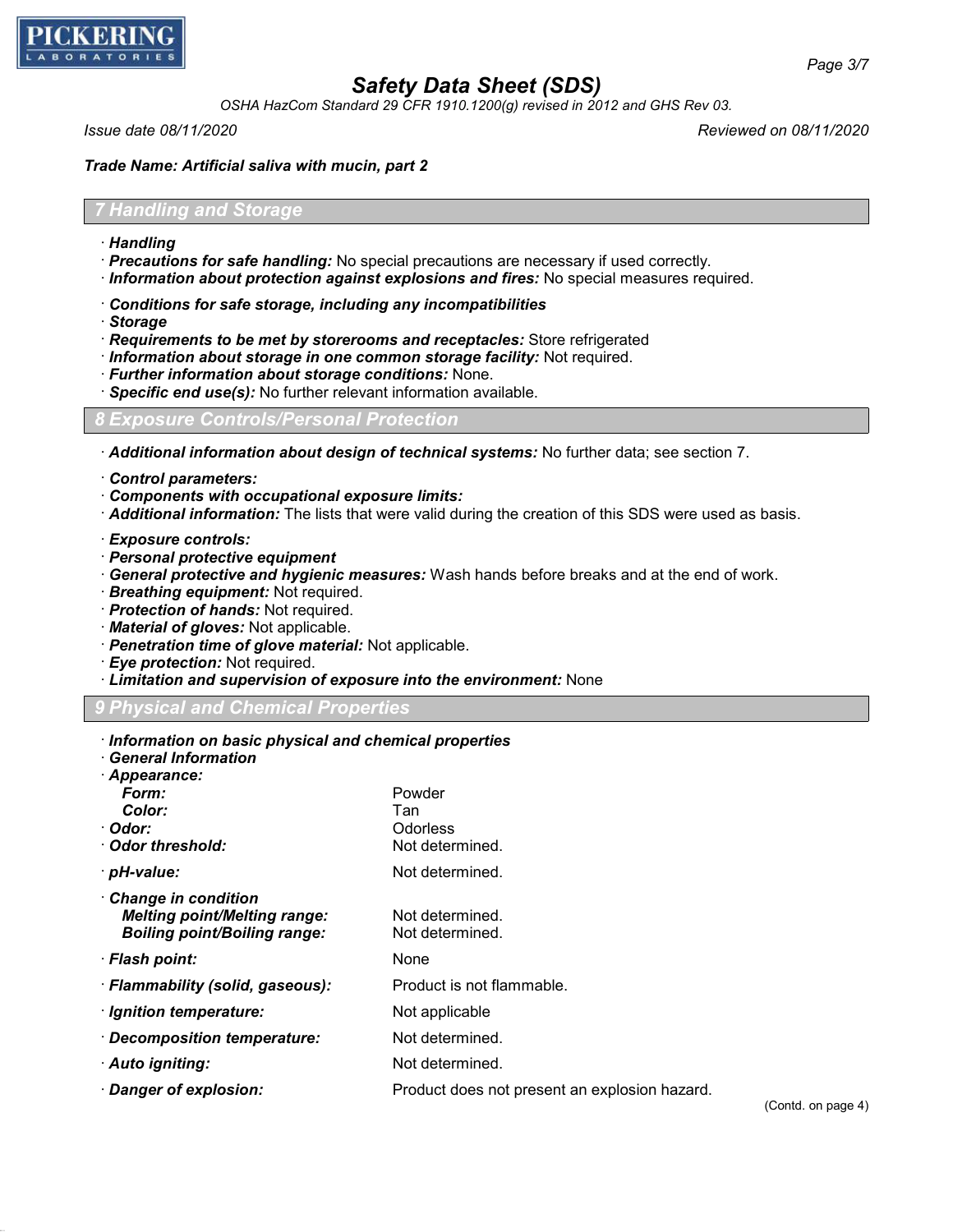**Trade Name: Artificial saliva with mucin, part 2**

## 7 Handling and Storage

· **Handling**
· **Precautions for safe handling:** No special precautions are necessary if used correctly.
· **Information about protection against explosions and fires:** No special measures required.

· **Conditions for safe storage, including any incompatibilities**
· **Storage**
· **Requirements to be met by storerooms and receptacles:** Store refrigerated
· **Information about storage in one common storage facility:** Not required.
· **Further information about storage conditions:** None.
· **Specific end use(s):** No further relevant information available.

## 8 Exposure Controls/Personal Protection

· **Additional information about design of technical systems:** No further data; see section 7.

· **Control parameters:**
· **Components with occupational exposure limits:**
· **Additional information:** The lists that were valid during the creation of this SDS were used as basis.

· **Exposure controls:**
· **Personal protective equipment**
· **General protective and hygienic measures:** Wash hands before breaks and at the end of work.
· **Breathing equipment:** Not required.
· **Protection of hands:** Not required.
· **Material of gloves:** Not applicable.
· **Penetration time of glove material:** Not applicable.
· **Eye protection:** Not required.
· **Limitation and supervision of exposure into the environment:** None

## 9 Physical and Chemical Properties

· **Information on basic physical and chemical properties**
· **General Information**

| | |
|---|---|
| · **Appearance:** | |
| **Form:** | Powder |
| **Color:** | Tan |
| · **Odor:** | Odorless |
| · **Odor threshold:** | Not determined. |
| · **pH-value:** | Not determined. |
| · **Change in condition** | |
| **Melting point/Melting range:** | Not determined. |
| **Boiling point/Boiling range:** | Not determined. |
| · **Flash point:** | None |
| · **Flammability (solid, gaseous):** | Product is not flammable. |
| · **Ignition temperature:** | Not applicable |
| · **Decomposition temperature:** | Not determined. |
| · **Auto igniting:** | Not determined. |
| · **Danger of explosion:** | Product does not present an explosion hazard. |

(Contd. on page 4)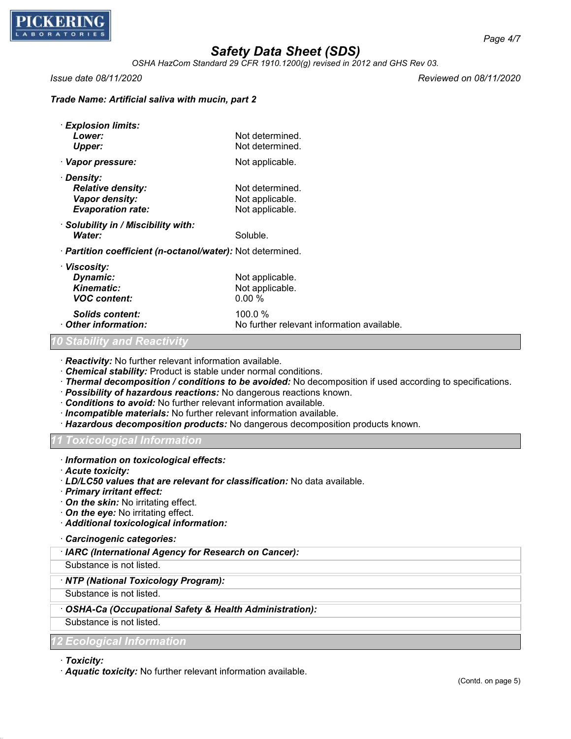**Trade Name: Artificial saliva with mucin, part 2**

· **Explosion limits:**
  - **Lower:** Not determined.
  - **Upper:** Not determined.

· **Vapor pressure:** Not applicable.

· **Density:**
  - **Relative density:** Not determined.
  - **Vapor density:** Not applicable.
  - **Evaporation rate:** Not applicable.

· **Solubility in / Miscibility with:**
  - **Water:** Soluble.

· **Partition coefficient (n-octanol/water):** Not determined.

· **Viscosity:**
  - **Dynamic:** Not applicable.
  - **Kinematic:** Not applicable.
  - **VOC content:** 0.00 %
  - **Solids content:** 100.0 %

· **Other information:** No further relevant information available.

## 10 Stability and Reactivity

· **Reactivity:** No further relevant information available.
· **Chemical stability:** Product is stable under normal conditions.
· **Thermal decomposition / conditions to be avoided:** No decomposition if used according to specifications.
· **Possibility of hazardous reactions:** No dangerous reactions known.
· **Conditions to avoid:** No further relevant information available.
· **Incompatible materials:** No further relevant information available.
· **Hazardous decomposition products:** No dangerous decomposition products known.

## 11 Toxicological Information

· **Information on toxicological effects:**
· **Acute toxicity:**
· **LD/LC50 values that are relevant for classification:** No data available.
· **Primary irritant effect:**
· **On the skin:** No irritating effect.
· **On the eye:** No irritating effect.
· **Additional toxicological information:**

· **Carcinogenic categories:**

· **IARC (International Agency for Research on Cancer):**
Substance is not listed.

· **NTP (National Toxicology Program):**
Substance is not listed.

· **OSHA-Ca (Occupational Safety & Health Administration):**
Substance is not listed.

## 12 Ecological Information

· **Toxicity:**
· **Aquatic toxicity:** No further relevant information available.

(Contd. on page 5)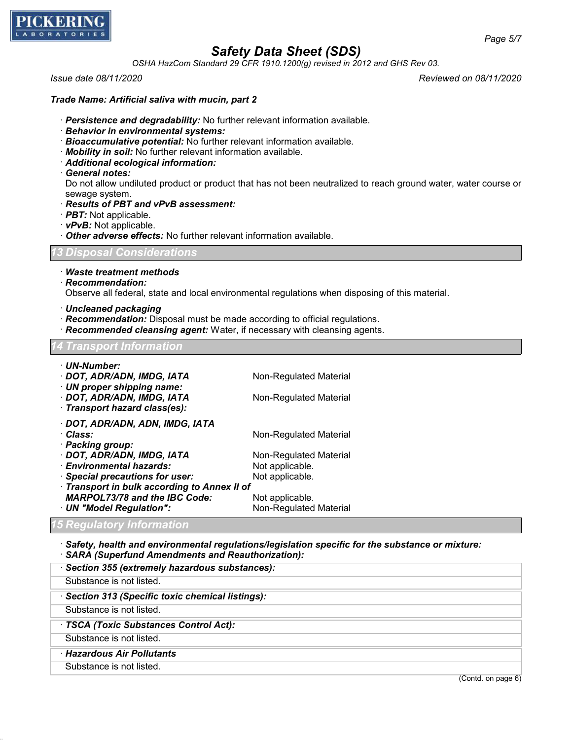**Trade Name: Artificial saliva with mucin, part 2**

- ***Persistence and degradability:*** No further relevant information available.
- ***Behavior in environmental systems:***
- ***Bioaccumulative potential:*** No further relevant information available.
- ***Mobility in soil:*** No further relevant information available.
- ***Additional ecological information:***
- ***General notes:***
  Do not allow undiluted product or product that has not been neutralized to reach ground water, water course or sewage system.
- ***Results of PBT and vPvB assessment:***
- ***PBT:*** Not applicable.
- ***vPvB:*** Not applicable.
- ***Other adverse effects:*** No further relevant information available.

## 13 Disposal Considerations

- ***Waste treatment methods***
- ***Recommendation:***
  Observe all federal, state and local environmental regulations when disposing of this material.

- ***Uncleaned packaging***
- ***Recommendation:*** Disposal must be made according to official regulations.
- ***Recommended cleansing agent:*** Water, if necessary with cleansing agents.

## 14 Transport Information

| | |
|---|---|
| · ***UN-Number:*** | |
| · ***DOT, ADR/ADN, IMDG, IATA*** | Non-Regulated Material |
| · ***UN proper shipping name:*** | |
| · ***DOT, ADR/ADN, IMDG, IATA*** | Non-Regulated Material |
| · ***Transport hazard class(es):*** | |
| · ***DOT, ADR/ADN, ADN, IMDG, IATA*** | |
| · ***Class:*** | Non-Regulated Material |
| · ***Packing group:*** | |
| · ***DOT, ADR/ADN, IMDG, IATA*** | Non-Regulated Material |
| · ***Environmental hazards:*** | Not applicable. |
| · ***Special precautions for user:*** | Not applicable. |
| · ***Transport in bulk according to Annex II of MARPOL73/78 and the IBC Code:*** | Not applicable. |
| · ***UN "Model Regulation":*** | Non-Regulated Material |

## 15 Regulatory Information

- ***Safety, health and environmental regulations/legislation specific for the substance or mixture:***
- ***SARA (Superfund Amendments and Reauthorization):***

- ***Section 355 (extremely hazardous substances):***
  Substance is not listed.
- ***Section 313 (Specific toxic chemical listings):***
  Substance is not listed.
- ***TSCA (Toxic Substances Control Act):***
  Substance is not listed.
- ***Hazardous Air Pollutants***
  Substance is not listed.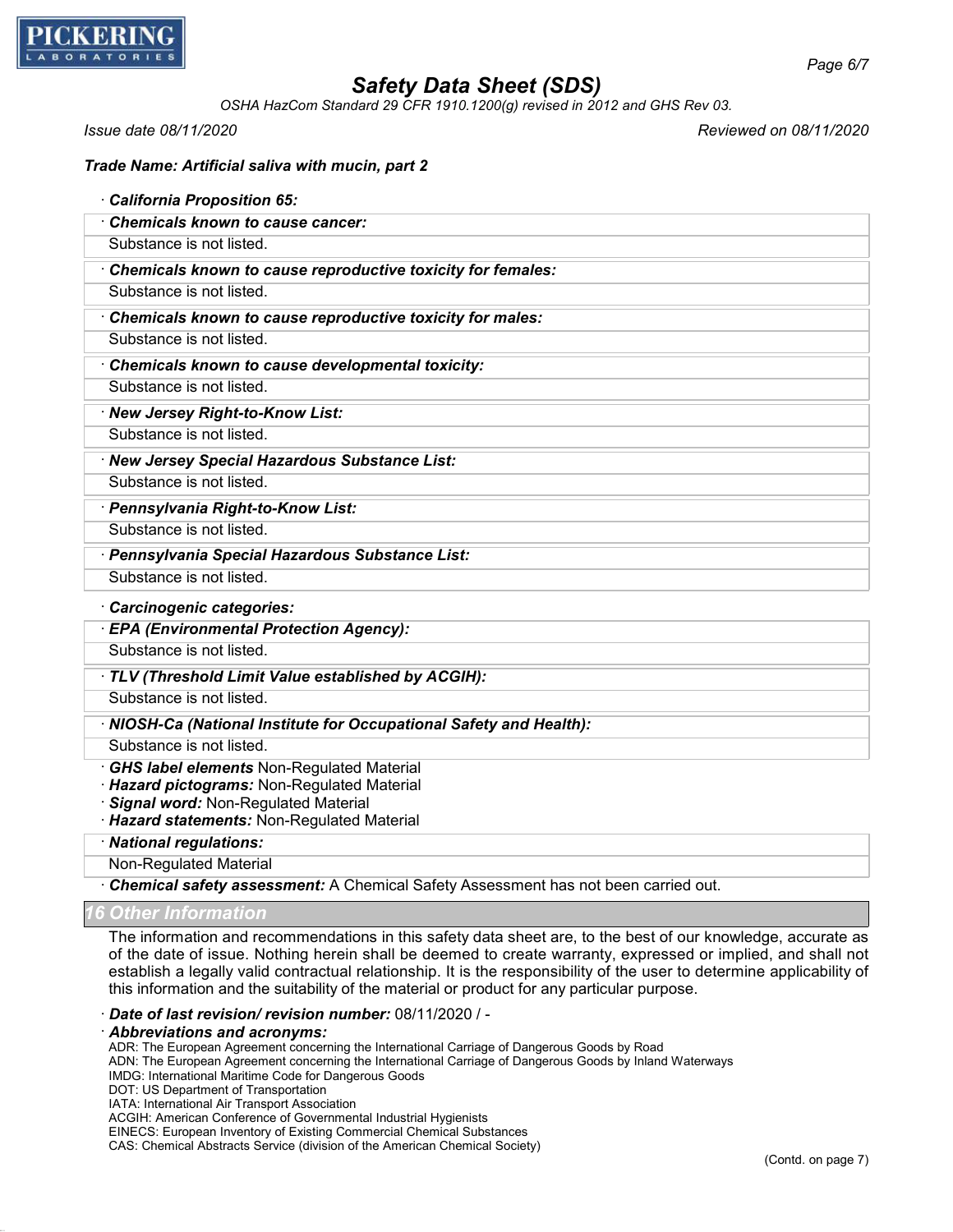**Trade Name: Artificial saliva with mucin, part 2**

· ***California Proposition 65:***

· ***Chemicals known to cause cancer:***
Substance is not listed.

· ***Chemicals known to cause reproductive toxicity for females:***
Substance is not listed.

· ***Chemicals known to cause reproductive toxicity for males:***
Substance is not listed.

· ***Chemicals known to cause developmental toxicity:***
Substance is not listed.

· ***New Jersey Right-to-Know List:***
Substance is not listed.

· ***New Jersey Special Hazardous Substance List:***
Substance is not listed.

· ***Pennsylvania Right-to-Know List:***
Substance is not listed.

· ***Pennsylvania Special Hazardous Substance List:***
Substance is not listed.

· ***Carcinogenic categories:***

· ***EPA (Environmental Protection Agency):***
Substance is not listed.

· ***TLV (Threshold Limit Value established by ACGIH):***
Substance is not listed.

· ***NIOSH-Ca (National Institute for Occupational Safety and Health):***
Substance is not listed.

· ***GHS label elements*** Non-Regulated Material
· ***Hazard pictograms:*** Non-Regulated Material
· ***Signal word:*** Non-Regulated Material
· ***Hazard statements:*** Non-Regulated Material

· ***National regulations:***
Non-Regulated Material

· ***Chemical safety assessment:*** A Chemical Safety Assessment has not been carried out.

## 16 Other Information

The information and recommendations in this safety data sheet are, to the best of our knowledge, accurate as of the date of issue. Nothing herein shall be deemed to create warranty, expressed or implied, and shall not establish a legally valid contractual relationship. It is the responsibility of the user to determine applicability of this information and the suitability of the material or product for any particular purpose.

· ***Date of last revision/ revision number:*** 08/11/2020 / -
· ***Abbreviations and acronyms:***
ADR: The European Agreement concerning the International Carriage of Dangerous Goods by Road
ADN: The European Agreement concerning the International Carriage of Dangerous Goods by Inland Waterways
IMDG: International Maritime Code for Dangerous Goods
DOT: US Department of Transportation
IATA: International Air Transport Association
ACGIH: American Conference of Governmental Industrial Hygienists
EINECS: European Inventory of Existing Commercial Chemical Substances
CAS: Chemical Abstracts Service (division of the American Chemical Society)

(Contd. on page 7)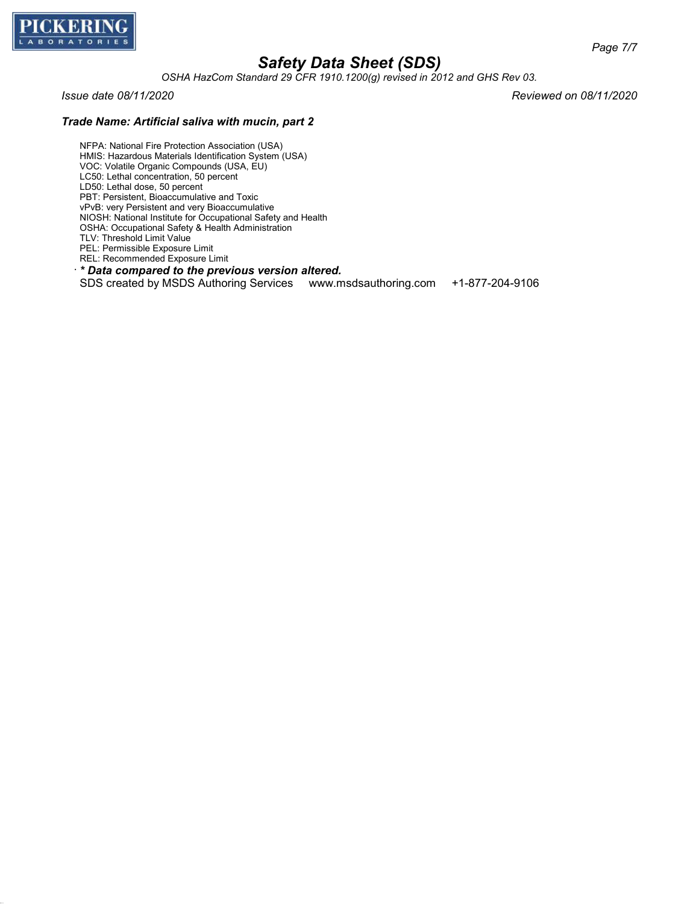NFPA: National Fire Protection Association (USA)
HMIS: Hazardous Materials Identification System (USA)
VOC: Volatile Organic Compounds (USA, EU)
LC50: Lethal concentration, 50 percent
LD50: Lethal dose, 50 percent
PBT: Persistent, Bioaccumulative and Toxic
vPvB: very Persistent and very Bioaccumulative
NIOSH: National Institute for Occupational Safety and Health
OSHA: Occupational Safety & Health Administration
TLV: Threshold Limit Value
PEL: Permissible Exposure Limit
REL: Recommended Exposure Limit

· ***\* Data compared to the previous version altered.***

SDS created by MSDS Authoring Services www.msdsauthoring.com +1-877-204-9106